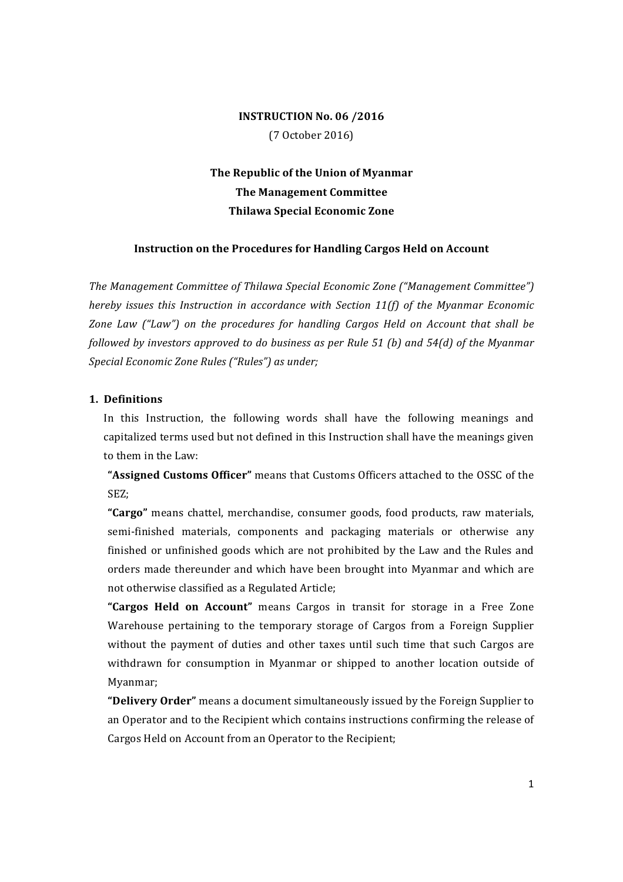**INSTRUCTION No. 06 /2016**

(7 October 2016)

**The Republic of the Union of Myanmar**

**The Management Committee**

**Thilawa Special Economic Zone**

**Instruction on the Procedures for Handling Cargos Held on Account**

*The Management Committee of Thilawa Special Economic Zone ("Management Committee") hereby issues this Instruction in accordance with Section 11(f) of the Myanmar Economic Zone Law ("Law") on the procedures for handling Cargos Held on Account that shall be followed by investors approved to do business as per Rule 51 (b) and 54(d) of the Myanmar Special Economic Zone Rules ("Rules") as under;*

**1. Definitions**

In this Instruction, the following words shall have the following meanings and capitalized terms used but not defined in this Instruction shall have the meanings given to them in the Law:

**"Assigned Customs Officer"** means that Customs Officers attached to the OSSC of the SEZ;

**"Cargo"** means chattel, merchandise, consumer goods, food products, raw materials, semi-finished materials, components and packaging materials or otherwise any finished or unfinished goods which are not prohibited by the Law and the Rules and orders made thereunder and which have been brought into Myanmar and which are not otherwise classified as a Regulated Article;

**"Cargos Held on Account"** means Cargos in transit for storage in a Free Zone Warehouse pertaining to the temporary storage of Cargos from a Foreign Supplier without the payment of duties and other taxes until such time that such Cargos are withdrawn for consumption in Myanmar or shipped to another location outside of Myanmar;

**"Delivery Order"** means a document simultaneously issued by the Foreign Supplier to an Operator and to the Recipient which contains instructions confirming the release of Cargos Held on Account from an Operator to the Recipient;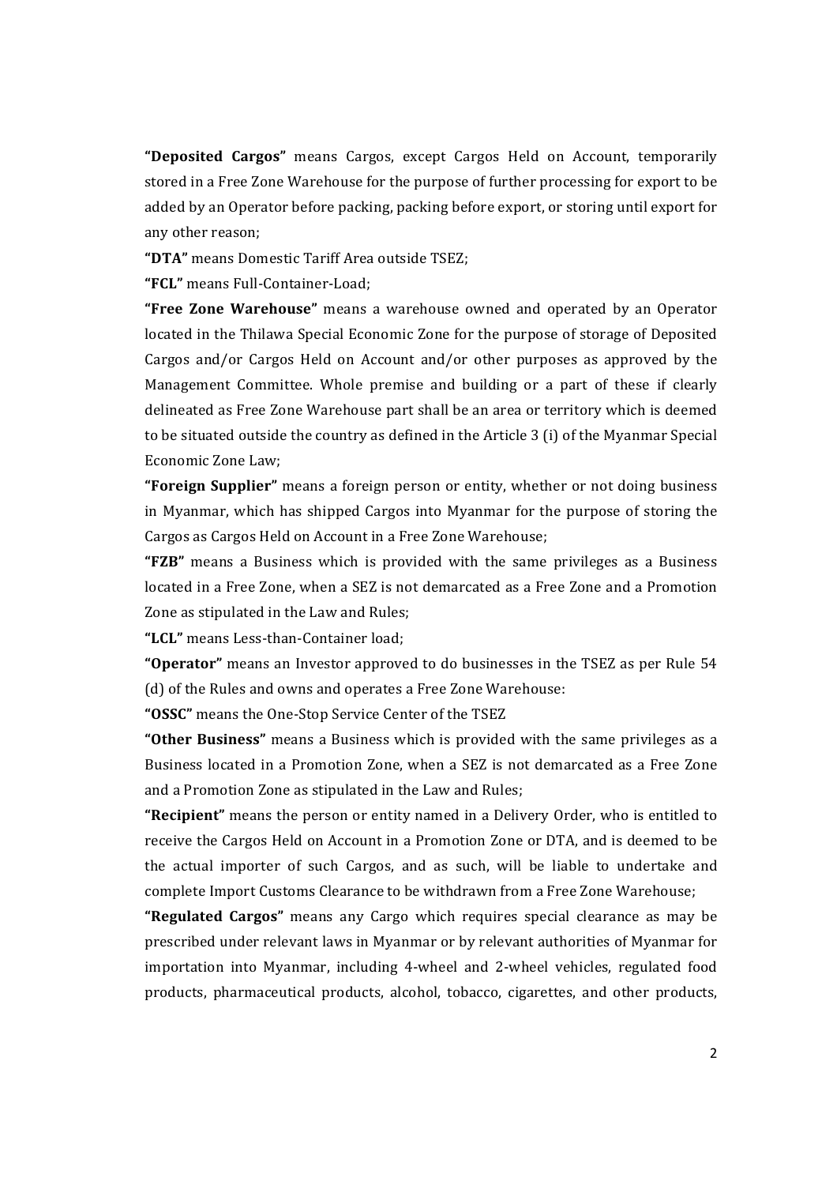**"Deposited Cargos"** means Cargos, except Cargos Held on Account, temporarily stored in a Free Zone Warehouse for the purpose of further processing for export to be added by an Operator before packing, packing before export, or storing until export for any other reason;

**"DTA"** means Domestic Tariff Area outside TSEZ;

**"FCL"** means Full-Container-Load;

**"Free Zone Warehouse"** means a warehouse owned and operated by an Operator located in the Thilawa Special Economic Zone for the purpose of storage of Deposited Cargos and/or Cargos Held on Account and/or other purposes as approved by the Management Committee. Whole premise and building or a part of these if clearly delineated as Free Zone Warehouse part shall be an area or territory which is deemed to be situated outside the country as defined in the Article 3 (i) of the Myanmar Special Economic Zone Law;

**"Foreign Supplier"** means a foreign person or entity, whether or not doing business in Myanmar, which has shipped Cargos into Myanmar for the purpose of storing the Cargos as Cargos Held on Account in a Free Zone Warehouse;

**"FZB"** means a Business which is provided with the same privileges as a Business located in a Free Zone, when a SEZ is not demarcated as a Free Zone and a Promotion Zone as stipulated in the Law and Rules;

**"LCL"** means Less-than-Container load;

**"Operator"** means an Investor approved to do businesses in the TSEZ as per Rule 54 (d) of the Rules and owns and operates a Free Zone Warehouse:

**"OSSC"** means the One-Stop Service Center of the TSEZ

**"Other Business"** means a Business which is provided with the same privileges as a Business located in a Promotion Zone, when a SEZ is not demarcated as a Free Zone and a Promotion Zone as stipulated in the Law and Rules;

**"Recipient"** means the person or entity named in a Delivery Order, who is entitled to receive the Cargos Held on Account in a Promotion Zone or DTA, and is deemed to be the actual importer of such Cargos, and as such, will be liable to undertake and complete Import Customs Clearance to be withdrawn from a Free Zone Warehouse;

**"Regulated Cargos"** means any Cargo which requires special clearance as may be prescribed under relevant laws in Myanmar or by relevant authorities of Myanmar for importation into Myanmar, including 4-wheel and 2-wheel vehicles, regulated food products, pharmaceutical products, alcohol, tobacco, cigarettes, and other products,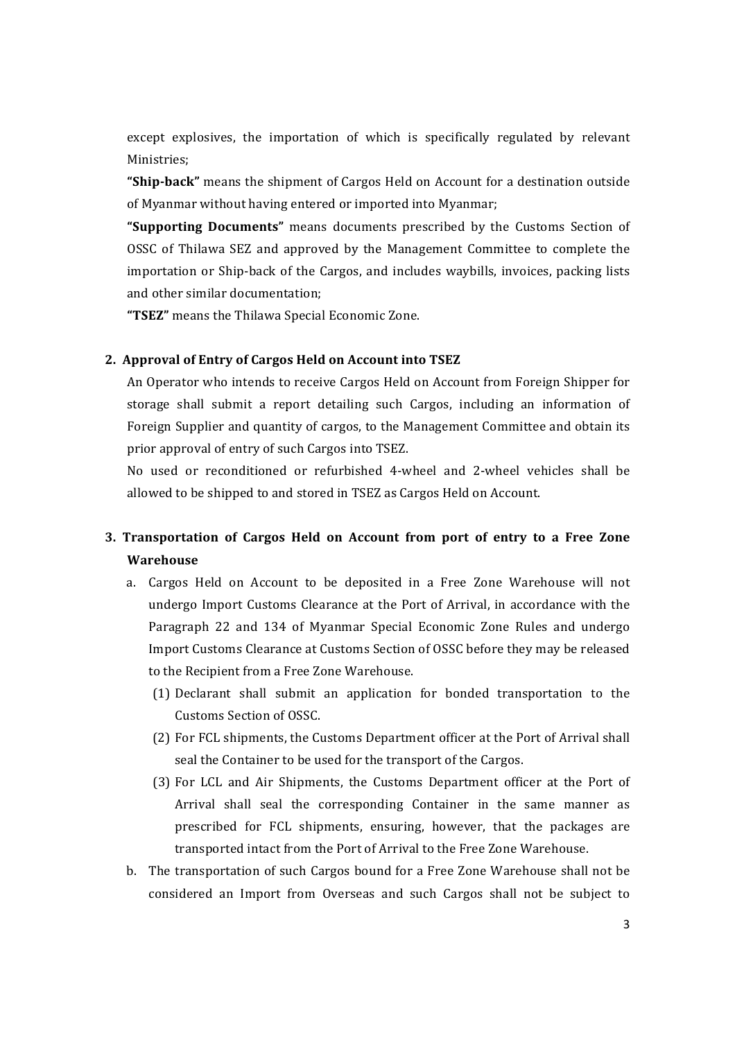except explosives, the importation of which is specifically regulated by relevant Ministries;

**"Ship-back"** means the shipment of Cargos Held on Account for a destination outside of Myanmar without having entered or imported into Myanmar;

**"Supporting Documents"** means documents prescribed by the Customs Section of OSSC of Thilawa SEZ and approved by the Management Committee to complete the importation or Ship-back of the Cargos, and includes waybills, invoices, packing lists and other similar documentation;

**"TSEZ"** means the Thilawa Special Economic Zone.

## 2. Approval of Entry of Cargos Held on Account into TSEZ

An Operator who intends to receive Cargos Held on Account from Foreign Shipper for storage shall submit a report detailing such Cargos, including an information of Foreign Supplier and quantity of cargos, to the Management Committee and obtain its prior approval of entry of such Cargos into TSEZ.

No used or reconditioned or refurbished 4-wheel and 2-wheel vehicles shall be allowed to be shipped to and stored in TSEZ as Cargos Held on Account.

## 3. Transportation of Cargos Held on Account from port of entry to a Free Zone Warehouse

a. Cargos Held on Account to be deposited in a Free Zone Warehouse will not undergo Import Customs Clearance at the Port of Arrival, in accordance with the Paragraph 22 and 134 of Myanmar Special Economic Zone Rules and undergo Import Customs Clearance at Customs Section of OSSC before they may be released to the Recipient from a Free Zone Warehouse.

   (1) Declarant shall submit an application for bonded transportation to the Customs Section of OSSC.

   (2) For FCL shipments, the Customs Department officer at the Port of Arrival shall seal the Container to be used for the transport of the Cargos.

   (3) For LCL and Air Shipments, the Customs Department officer at the Port of Arrival shall seal the corresponding Container in the same manner as prescribed for FCL shipments, ensuring, however, that the packages are transported intact from the Port of Arrival to the Free Zone Warehouse.

b. The transportation of such Cargos bound for a Free Zone Warehouse shall not be considered an Import from Overseas and such Cargos shall not be subject to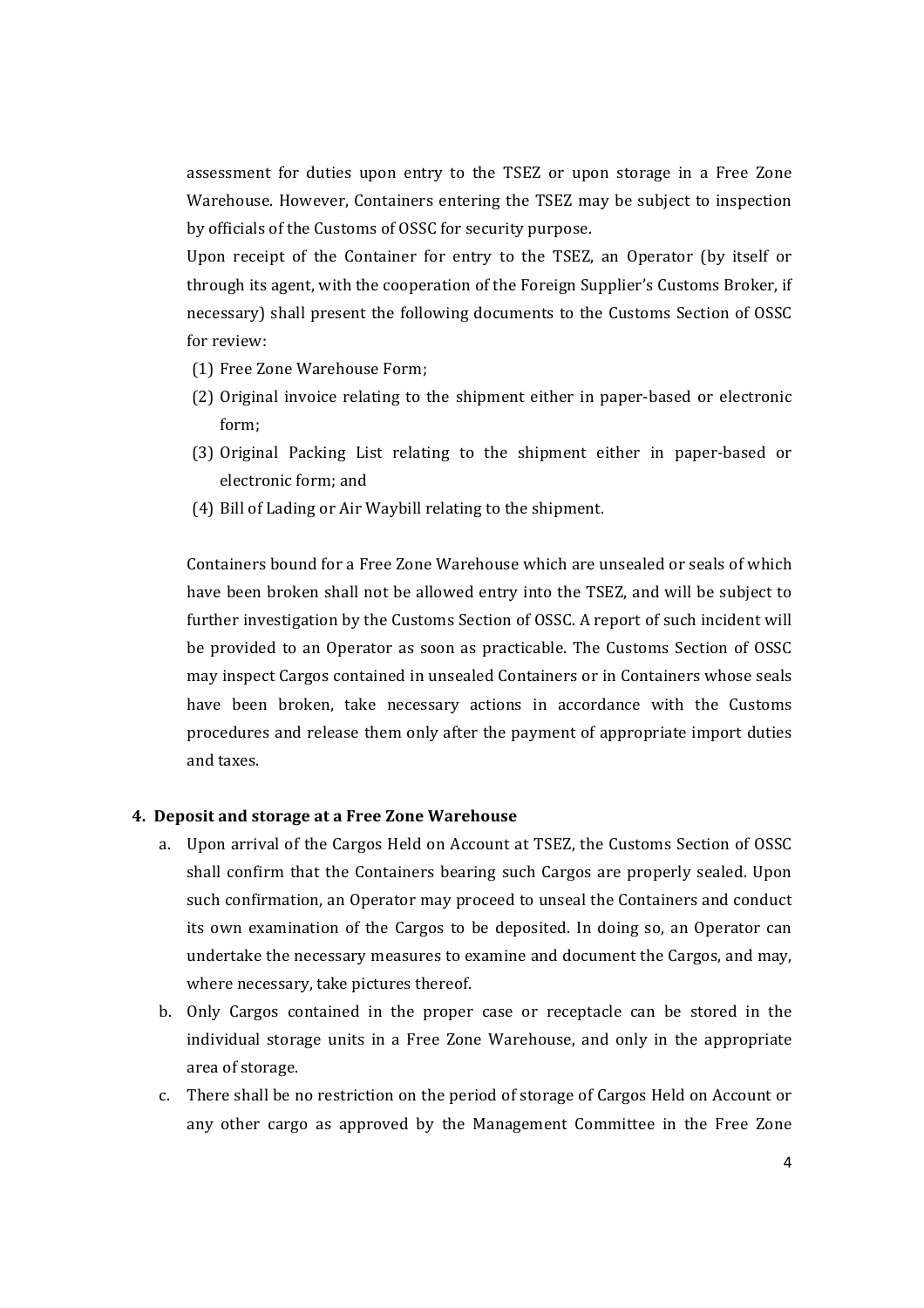assessment for duties upon entry to the TSEZ or upon storage in a Free Zone Warehouse. However, Containers entering the TSEZ may be subject to inspection by officials of the Customs of OSSC for security purpose.

Upon receipt of the Container for entry to the TSEZ, an Operator (by itself or through its agent, with the cooperation of the Foreign Supplier's Customs Broker, if necessary) shall present the following documents to the Customs Section of OSSC for review:

(1) Free Zone Warehouse Form;
(2) Original invoice relating to the shipment either in paper-based or electronic form;
(3) Original Packing List relating to the shipment either in paper-based or electronic form; and
(4) Bill of Lading or Air Waybill relating to the shipment.

Containers bound for a Free Zone Warehouse which are unsealed or seals of which have been broken shall not be allowed entry into the TSEZ, and will be subject to further investigation by the Customs Section of OSSC. A report of such incident will be provided to an Operator as soon as practicable. The Customs Section of OSSC may inspect Cargos contained in unsealed Containers or in Containers whose seals have been broken, take necessary actions in accordance with the Customs procedures and release them only after the payment of appropriate import duties and taxes.

**4. Deposit and storage at a Free Zone Warehouse**

a. Upon arrival of the Cargos Held on Account at TSEZ, the Customs Section of OSSC shall confirm that the Containers bearing such Cargos are properly sealed. Upon such confirmation, an Operator may proceed to unseal the Containers and conduct its own examination of the Cargos to be deposited. In doing so, an Operator can undertake the necessary measures to examine and document the Cargos, and may, where necessary, take pictures thereof.

b. Only Cargos contained in the proper case or receptacle can be stored in the individual storage units in a Free Zone Warehouse, and only in the appropriate area of storage.

c. There shall be no restriction on the period of storage of Cargos Held on Account or any other cargo as approved by the Management Committee in the Free Zone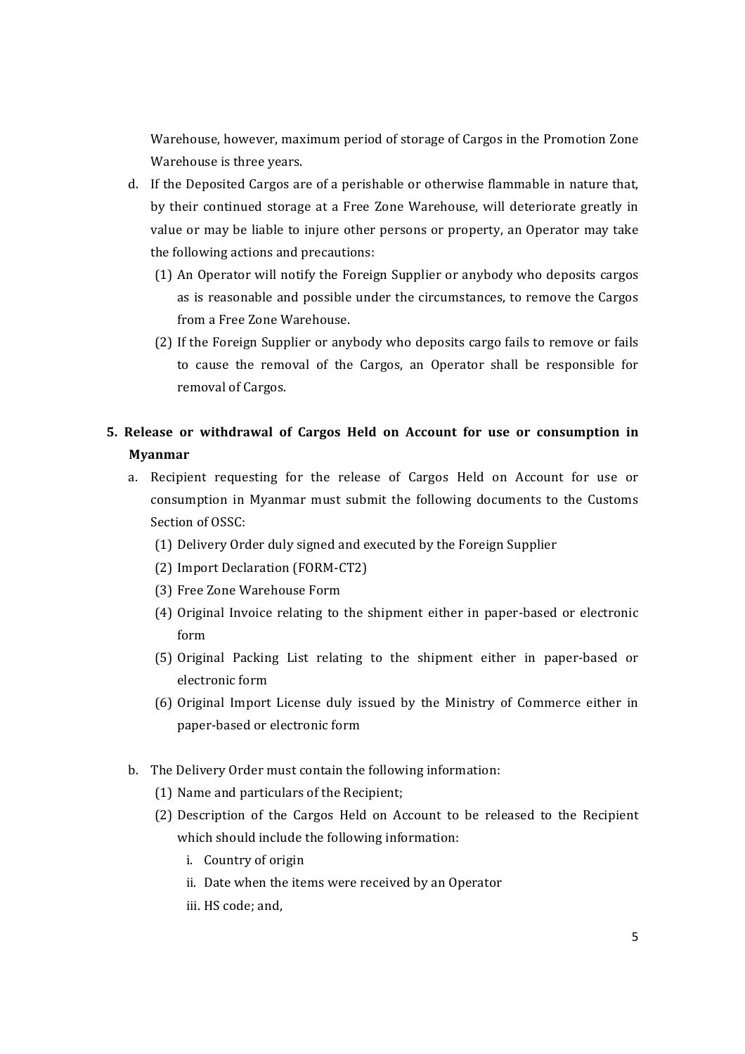Warehouse, however, maximum period of storage of Cargos in the Promotion Zone Warehouse is three years.

d. If the Deposited Cargos are of a perishable or otherwise flammable in nature that, by their continued storage at a Free Zone Warehouse, will deteriorate greatly in value or may be liable to injure other persons or property, an Operator may take the following actions and precautions:

   (1) An Operator will notify the Foreign Supplier or anybody who deposits cargos as is reasonable and possible under the circumstances, to remove the Cargos from a Free Zone Warehouse.

   (2) If the Foreign Supplier or anybody who deposits cargo fails to remove or fails to cause the removal of the Cargos, an Operator shall be responsible for removal of Cargos.

## 5. Release or withdrawal of Cargos Held on Account for use or consumption in Myanmar

a. Recipient requesting for the release of Cargos Held on Account for use or consumption in Myanmar must submit the following documents to the Customs Section of OSSC:

   (1) Delivery Order duly signed and executed by the Foreign Supplier

   (2) Import Declaration (FORM-CT2)

   (3) Free Zone Warehouse Form

   (4) Original Invoice relating to the shipment either in paper-based or electronic form

   (5) Original Packing List relating to the shipment either in paper-based or electronic form

   (6) Original Import License duly issued by the Ministry of Commerce either in paper-based or electronic form

b. The Delivery Order must contain the following information:

   (1) Name and particulars of the Recipient;

   (2) Description of the Cargos Held on Account to be released to the Recipient which should include the following information:

      i. Country of origin

      ii. Date when the items were received by an Operator

      iii. HS code; and,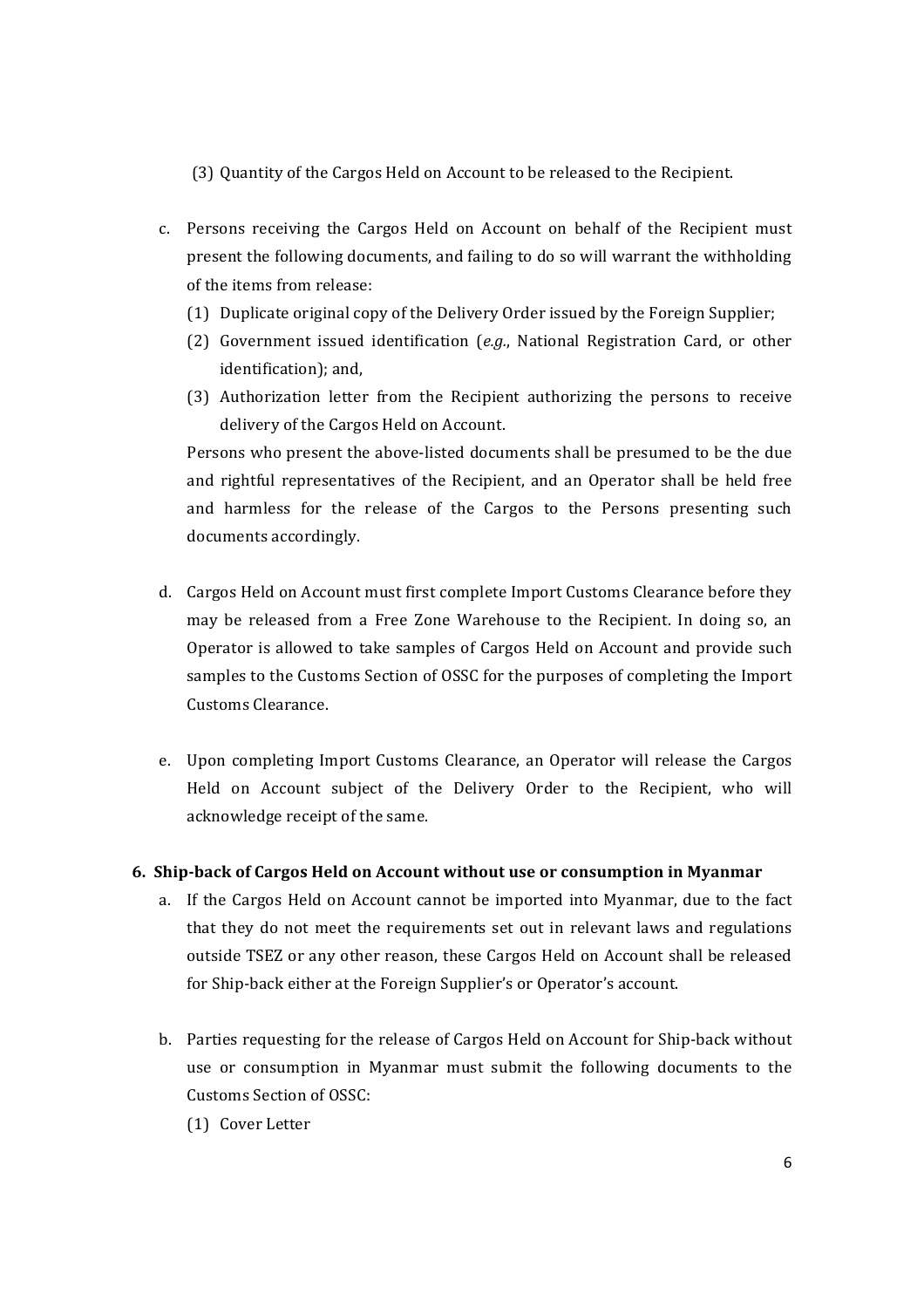(3) Quantity of the Cargos Held on Account to be released to the Recipient.

c. Persons receiving the Cargos Held on Account on behalf of the Recipient must present the following documents, and failing to do so will warrant the withholding of the items from release:

   (1) Duplicate original copy of the Delivery Order issued by the Foreign Supplier;

   (2) Government issued identification (*e.g.*, National Registration Card, or other identification); and,

   (3) Authorization letter from the Recipient authorizing the persons to receive delivery of the Cargos Held on Account.

   Persons who present the above-listed documents shall be presumed to be the due and rightful representatives of the Recipient, and an Operator shall be held free and harmless for the release of the Cargos to the Persons presenting such documents accordingly.

d. Cargos Held on Account must first complete Import Customs Clearance before they may be released from a Free Zone Warehouse to the Recipient. In doing so, an Operator is allowed to take samples of Cargos Held on Account and provide such samples to the Customs Section of OSSC for the purposes of completing the Import Customs Clearance.

e. Upon completing Import Customs Clearance, an Operator will release the Cargos Held on Account subject of the Delivery Order to the Recipient, who will acknowledge receipt of the same.

**6. Ship-back of Cargos Held on Account without use or consumption in Myanmar**

a. If the Cargos Held on Account cannot be imported into Myanmar, due to the fact that they do not meet the requirements set out in relevant laws and regulations outside TSEZ or any other reason, these Cargos Held on Account shall be released for Ship-back either at the Foreign Supplier's or Operator's account.

b. Parties requesting for the release of Cargos Held on Account for Ship-back without use or consumption in Myanmar must submit the following documents to the Customs Section of OSSC:

   (1) Cover Letter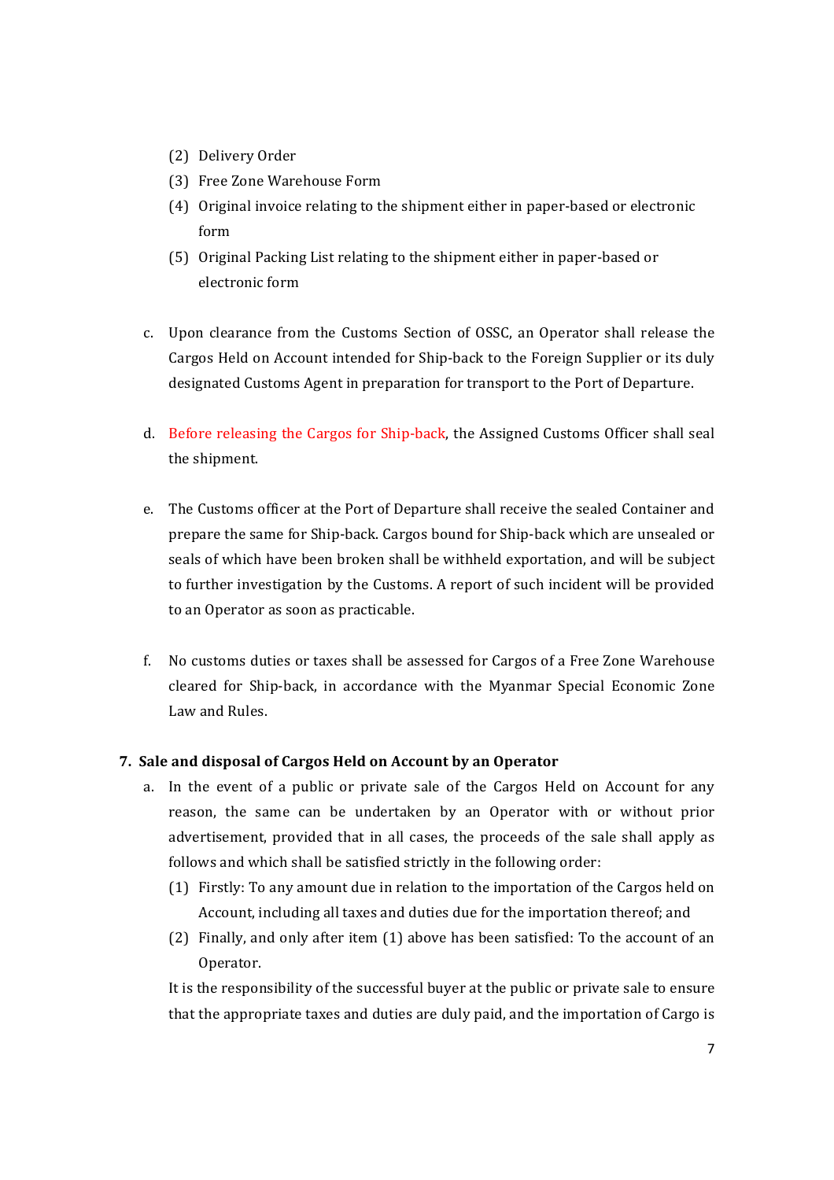(2) Delivery Order

(3) Free Zone Warehouse Form

(4) Original invoice relating to the shipment either in paper-based or electronic form

(5) Original Packing List relating to the shipment either in paper-based or electronic form

c. Upon clearance from the Customs Section of OSSC, an Operator shall release the Cargos Held on Account intended for Ship-back to the Foreign Supplier or its duly designated Customs Agent in preparation for transport to the Port of Departure.

d. Before releasing the Cargos for Ship-back, the Assigned Customs Officer shall seal the shipment.

e. The Customs officer at the Port of Departure shall receive the sealed Container and prepare the same for Ship-back. Cargos bound for Ship-back which are unsealed or seals of which have been broken shall be withheld exportation, and will be subject to further investigation by the Customs. A report of such incident will be provided to an Operator as soon as practicable.

f. No customs duties or taxes shall be assessed for Cargos of a Free Zone Warehouse cleared for Ship-back, in accordance with the Myanmar Special Economic Zone Law and Rules.

**7. Sale and disposal of Cargos Held on Account by an Operator**

a. In the event of a public or private sale of the Cargos Held on Account for any reason, the same can be undertaken by an Operator with or without prior advertisement, provided that in all cases, the proceeds of the sale shall apply as follows and which shall be satisfied strictly in the following order:

(1) Firstly: To any amount due in relation to the importation of the Cargos held on Account, including all taxes and duties due for the importation thereof; and

(2) Finally, and only after item (1) above has been satisfied: To the account of an Operator.

It is the responsibility of the successful buyer at the public or private sale to ensure that the appropriate taxes and duties are duly paid, and the importation of Cargo is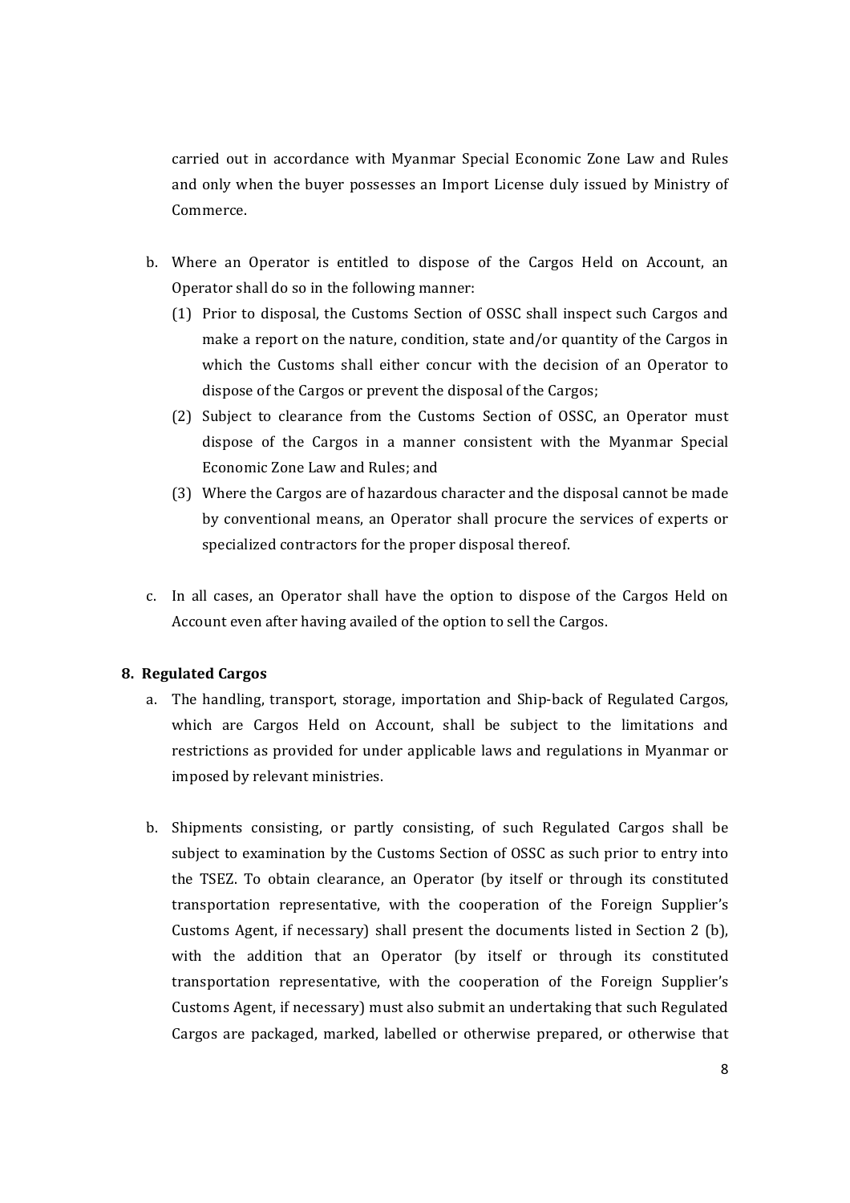carried out in accordance with Myanmar Special Economic Zone Law and Rules and only when the buyer possesses an Import License duly issued by Ministry of Commerce.

b. Where an Operator is entitled to dispose of the Cargos Held on Account, an Operator shall do so in the following manner:

   (1) Prior to disposal, the Customs Section of OSSC shall inspect such Cargos and make a report on the nature, condition, state and/or quantity of the Cargos in which the Customs shall either concur with the decision of an Operator to dispose of the Cargos or prevent the disposal of the Cargos;

   (2) Subject to clearance from the Customs Section of OSSC, an Operator must dispose of the Cargos in a manner consistent with the Myanmar Special Economic Zone Law and Rules; and

   (3) Where the Cargos are of hazardous character and the disposal cannot be made by conventional means, an Operator shall procure the services of experts or specialized contractors for the proper disposal thereof.

c. In all cases, an Operator shall have the option to dispose of the Cargos Held on Account even after having availed of the option to sell the Cargos.

## 8. Regulated Cargos

a. The handling, transport, storage, importation and Ship-back of Regulated Cargos, which are Cargos Held on Account, shall be subject to the limitations and restrictions as provided for under applicable laws and regulations in Myanmar or imposed by relevant ministries.

b. Shipments consisting, or partly consisting, of such Regulated Cargos shall be subject to examination by the Customs Section of OSSC as such prior to entry into the TSEZ. To obtain clearance, an Operator (by itself or through its constituted transportation representative, with the cooperation of the Foreign Supplier's Customs Agent, if necessary) shall present the documents listed in Section 2 (b), with the addition that an Operator (by itself or through its constituted transportation representative, with the cooperation of the Foreign Supplier's Customs Agent, if necessary) must also submit an undertaking that such Regulated Cargos are packaged, marked, labelled or otherwise prepared, or otherwise that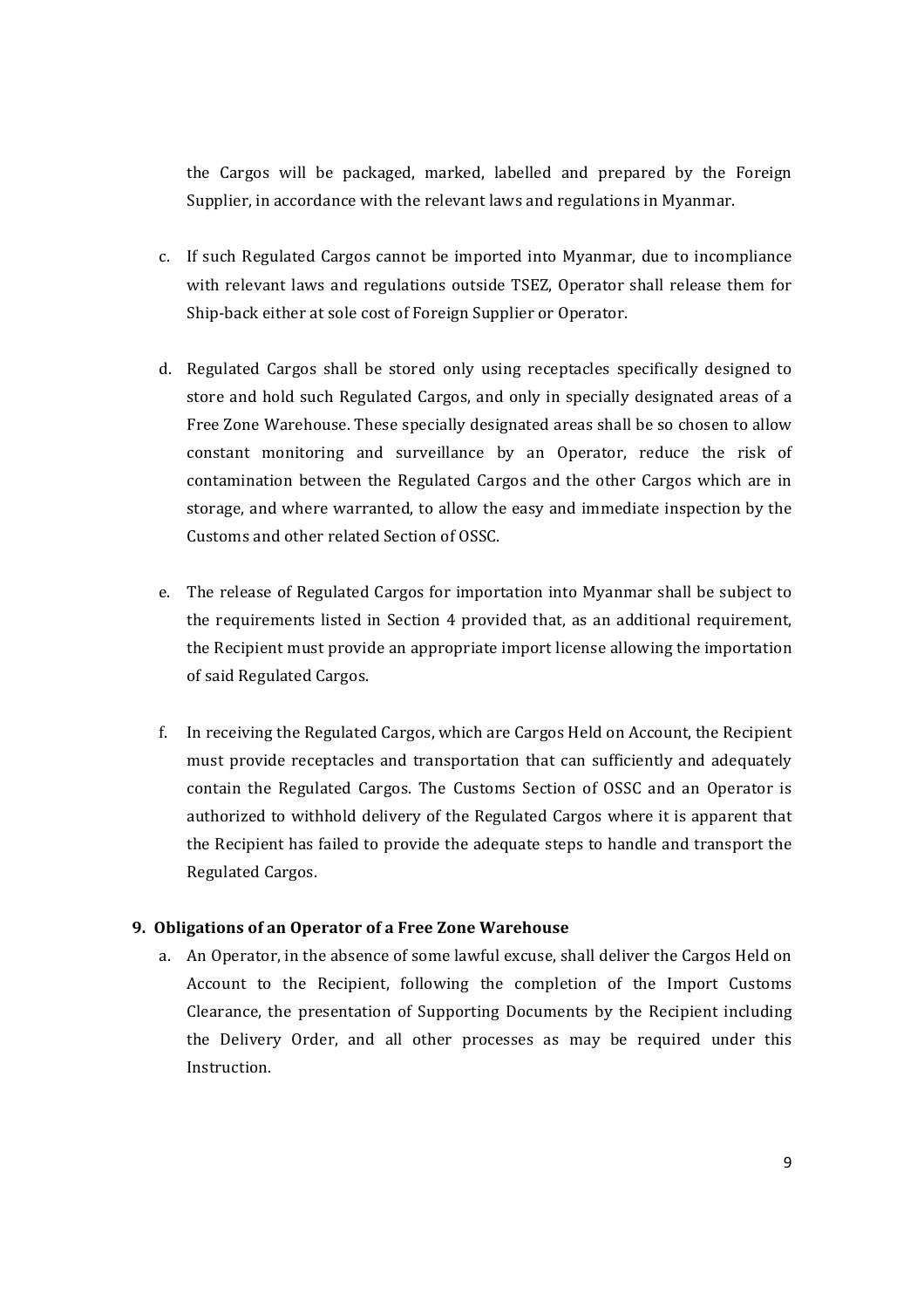the Cargos will be packaged, marked, labelled and prepared by the Foreign Supplier, in accordance with the relevant laws and regulations in Myanmar.

c. If such Regulated Cargos cannot be imported into Myanmar, due to incompliance with relevant laws and regulations outside TSEZ, Operator shall release them for Ship-back either at sole cost of Foreign Supplier or Operator.

d. Regulated Cargos shall be stored only using receptacles specifically designed to store and hold such Regulated Cargos, and only in specially designated areas of a Free Zone Warehouse. These specially designated areas shall be so chosen to allow constant monitoring and surveillance by an Operator, reduce the risk of contamination between the Regulated Cargos and the other Cargos which are in storage, and where warranted, to allow the easy and immediate inspection by the Customs and other related Section of OSSC.

e. The release of Regulated Cargos for importation into Myanmar shall be subject to the requirements listed in Section 4 provided that, as an additional requirement, the Recipient must provide an appropriate import license allowing the importation of said Regulated Cargos.

f. In receiving the Regulated Cargos, which are Cargos Held on Account, the Recipient must provide receptacles and transportation that can sufficiently and adequately contain the Regulated Cargos. The Customs Section of OSSC and an Operator is authorized to withhold delivery of the Regulated Cargos where it is apparent that the Recipient has failed to provide the adequate steps to handle and transport the Regulated Cargos.

## 9. Obligations of an Operator of a Free Zone Warehouse

a. An Operator, in the absence of some lawful excuse, shall deliver the Cargos Held on Account to the Recipient, following the completion of the Import Customs Clearance, the presentation of Supporting Documents by the Recipient including the Delivery Order, and all other processes as may be required under this Instruction.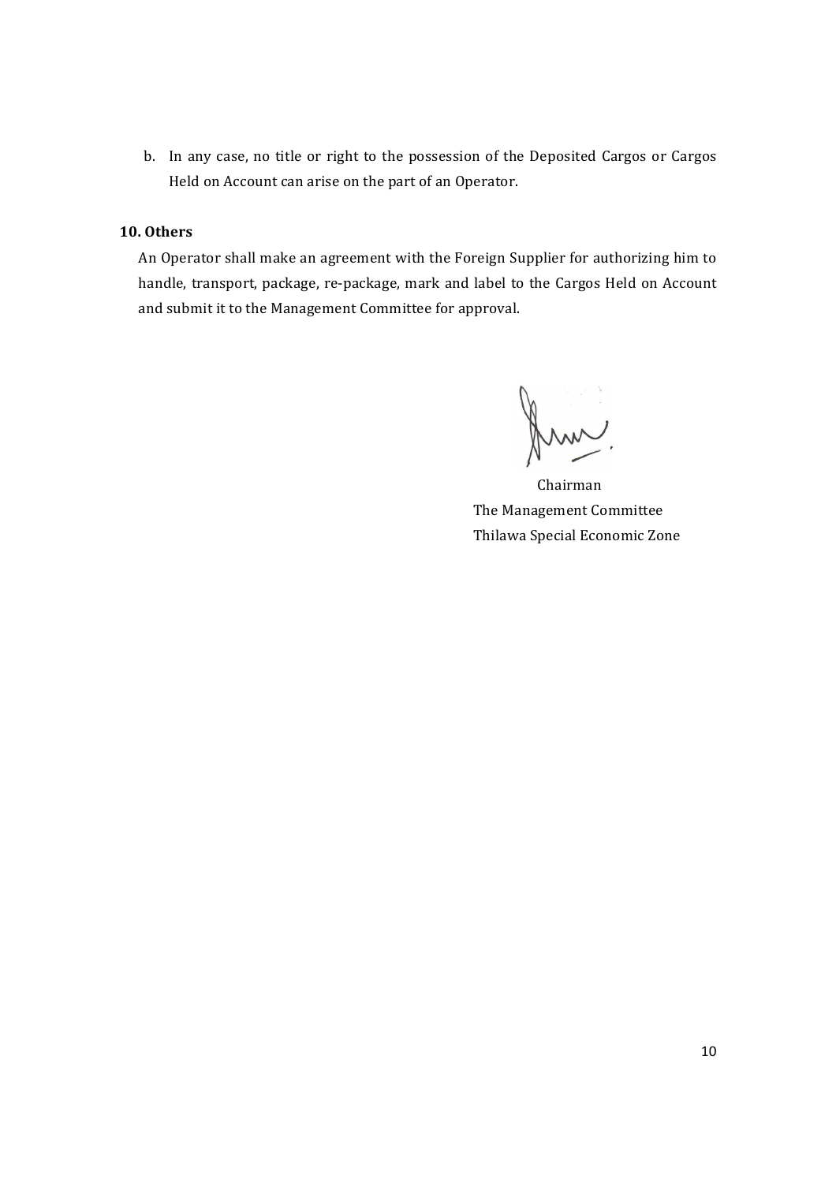b. In any case, no title or right to the possession of the Deposited Cargos or Cargos Held on Account can arise on the part of an Operator.

**10. Others**

An Operator shall make an agreement with the Foreign Supplier for authorizing him to handle, transport, package, re-package, mark and label to the Cargos Held on Account and submit it to the Management Committee for approval.

Chairman

The Management Committee

Thilawa Special Economic Zone